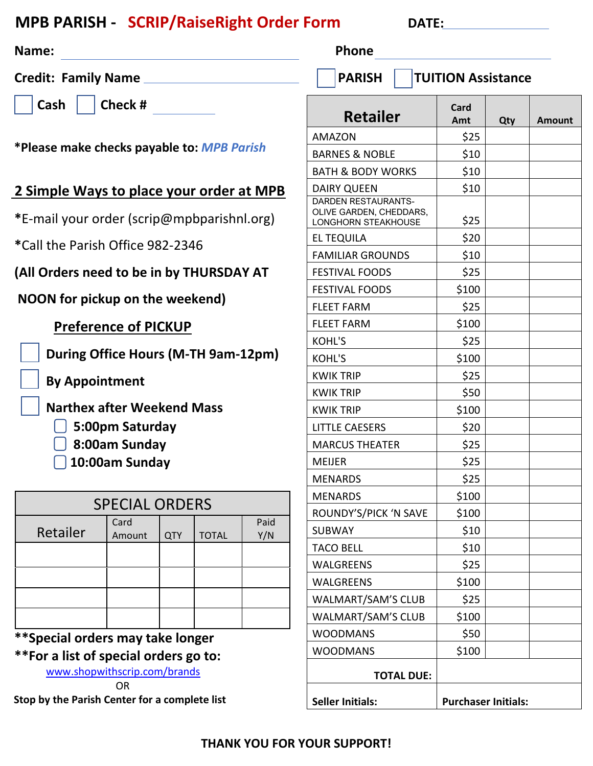# MPB PARISH - SCRIP/RaiseRight Order Form

**DATE:** ______________

**Name:** ______________________ **Phone** ______________________

**Credit: Family Name** ______________________ ☐ **PARISH** ☐ **TUITION Assistance**

☐ **Cash** ☐ **Check #** __________

***Please make checks payable to:** ***MPB Parish***

## 2 Simple Ways to place your order at MPB

*E-mail your order (scrip@mpbparishnl.org)

*Call the Parish Office 982-2346

**(All Orders need to be in by THURSDAY AT NOON for pickup on the weekend)**

### Preference of PICKUP

- ☐ **During Office Hours (M-TH 9am-12pm)**
- ☐ **By Appointment**
- ☐ **Narthex after Weekend Mass**
  - ☐ **5:00pm Saturday**
  - ☐ **8:00am Sunday**
  - ☐ **10:00am Sunday**

| SPECIAL ORDERS | | | | |
|---|---|---|---|---|
| Retailer | Card Amount | QTY | TOTAL | Paid Y/N |
| | | | | |
| | | | | |
| | | | | |
| | | | | |

****Special orders may take longer**

****For a list of special orders go to:**

www.shopwithscrip.com/brands

OR

**Stop by the Parish Center for a complete list**

| Retailer | Card Amt | Qty | Amount |
|---|---|---|---|
| AMAZON | $25 | | |
| BARNES & NOBLE | $10 | | |
| BATH & BODY WORKS | $10 | | |
| DAIRY QUEEN | $10 | | |
| DARDEN RESTAURANTS-OLIVE GARDEN, CHEDDARS, LONGHORN STEAKHOUSE | $25 | | |
| EL TEQUILA | $20 | | |
| FAMILIAR GROUNDS | $10 | | |
| FESTIVAL FOODS | $25 | | |
| FESTIVAL FOODS | $100 | | |
| FLEET FARM | $25 | | |
| FLEET FARM | $100 | | |
| KOHL'S | $25 | | |
| KOHL'S | $100 | | |
| KWIK TRIP | $25 | | |
| KWIK TRIP | $50 | | |
| KWIK TRIP | $100 | | |
| LITTLE CAESERS | $20 | | |
| MARCUS THEATER | $25 | | |
| MEIJER | $25 | | |
| MENARDS | $25 | | |
| MENARDS | $100 | | |
| ROUNDY'S/PICK 'N SAVE | $100 | | |
| SUBWAY | $10 | | |
| TACO BELL | $10 | | |
| WALGREENS | $25 | | |
| WALGREENS | $100 | | |
| WALMART/SAM'S CLUB | $25 | | |
| WALMART/SAM'S CLUB | $100 | | |
| WOODMANS | $50 | | |
| WOODMANS | $100 | | |
| **TOTAL DUE:** | | | |
| **Seller Initials:** | **Purchaser Initials:** | | |

**THANK YOU FOR YOUR SUPPORT!**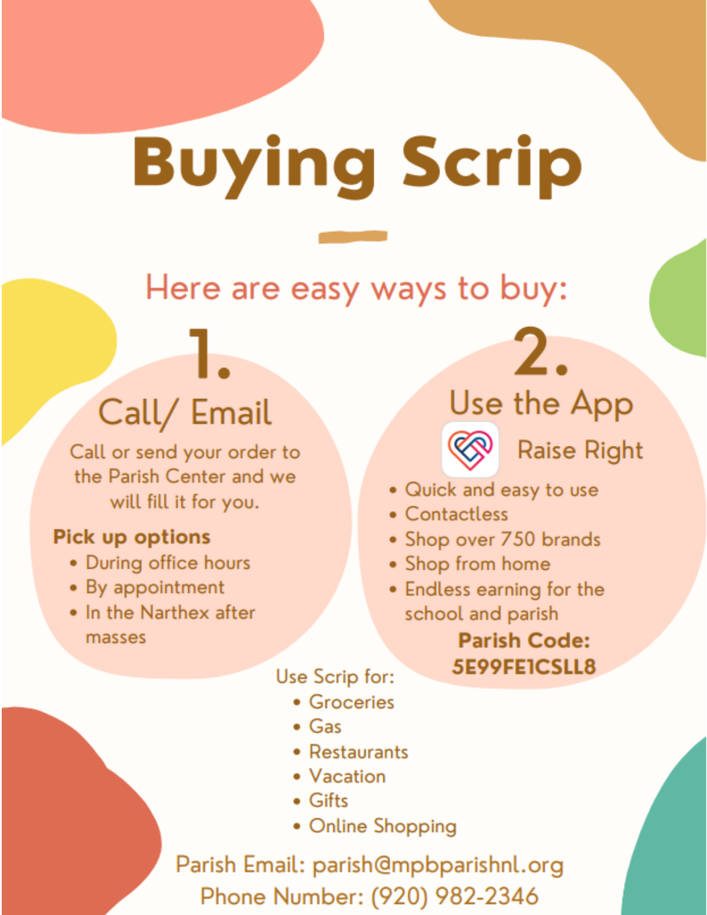# Buying Scrip

## Here are easy ways to buy:

### 1. Call/ Email

Call or send your order to the Parish Center and we will fill it for you.

**Pick up options**

- During office hours
- By appointment
- In the Narthex after masses

### 2. Use the App

Raise Right

- Quick and easy to use
- Contactless
- Shop over 750 brands
- Shop from home
- Endless earning for the school and parish

**Parish Code: 5E99FE1CSLL8**

Use Scrip for:

- Groceries
- Gas
- Restaurants
- Vacation
- Gifts
- Online Shopping

Parish Email: parish@mpbparishnl.org

Phone Number: (920) 982-2346